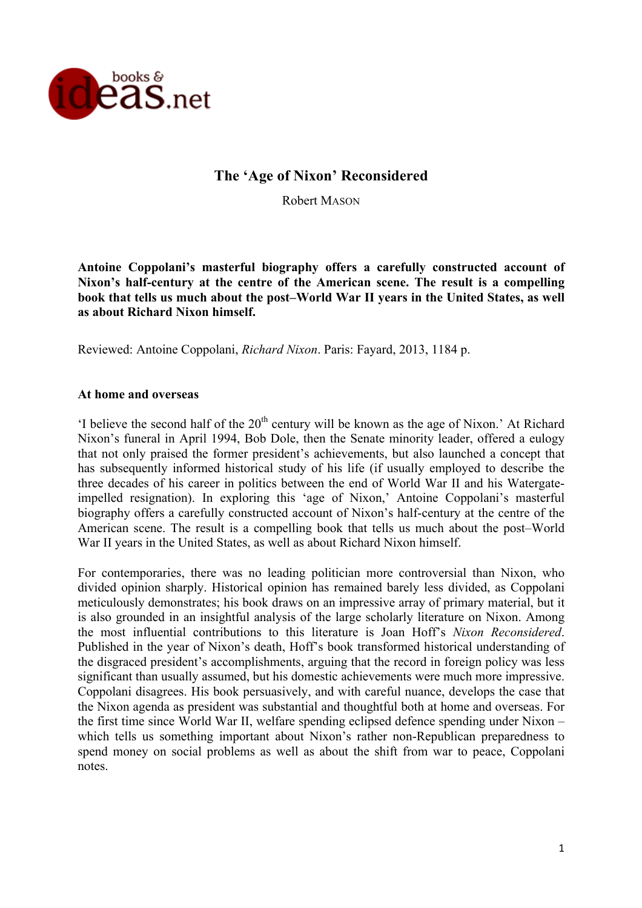# The 'Age of Nixon' Reconsidered

Robert MASON

**Antoine Coppolani's masterful biography offers a carefully constructed account of Nixon's half-century at the centre of the American scene. The result is a compelling book that tells us much about the post–World War II years in the United States, as well as about Richard Nixon himself.**

Reviewed: Antoine Coppolani, *Richard Nixon*. Paris: Fayard, 2013, 1184 p.

### At home and overseas

'I believe the second half of the 20th century will be known as the age of Nixon.' At Richard Nixon's funeral in April 1994, Bob Dole, then the Senate minority leader, offered a eulogy that not only praised the former president's achievements, but also launched a concept that has subsequently informed historical study of his life (if usually employed to describe the three decades of his career in politics between the end of World War II and his Watergate-impelled resignation). In exploring this 'age of Nixon,' Antoine Coppolani's masterful biography offers a carefully constructed account of Nixon's half-century at the centre of the American scene. The result is a compelling book that tells us much about the post–World War II years in the United States, as well as about Richard Nixon himself.

For contemporaries, there was no leading politician more controversial than Nixon, who divided opinion sharply. Historical opinion has remained barely less divided, as Coppolani meticulously demonstrates; his book draws on an impressive array of primary material, but it is also grounded in an insightful analysis of the large scholarly literature on Nixon. Among the most influential contributions to this literature is Joan Hoff's *Nixon Reconsidered*. Published in the year of Nixon's death, Hoff's book transformed historical understanding of the disgraced president's accomplishments, arguing that the record in foreign policy was less significant than usually assumed, but his domestic achievements were much more impressive. Coppolani disagrees. His book persuasively, and with careful nuance, develops the case that the Nixon agenda as president was substantial and thoughtful both at home and overseas. For the first time since World War II, welfare spending eclipsed defence spending under Nixon – which tells us something important about Nixon's rather non-Republican preparedness to spend money on social problems as well as about the shift from war to peace, Coppolani notes.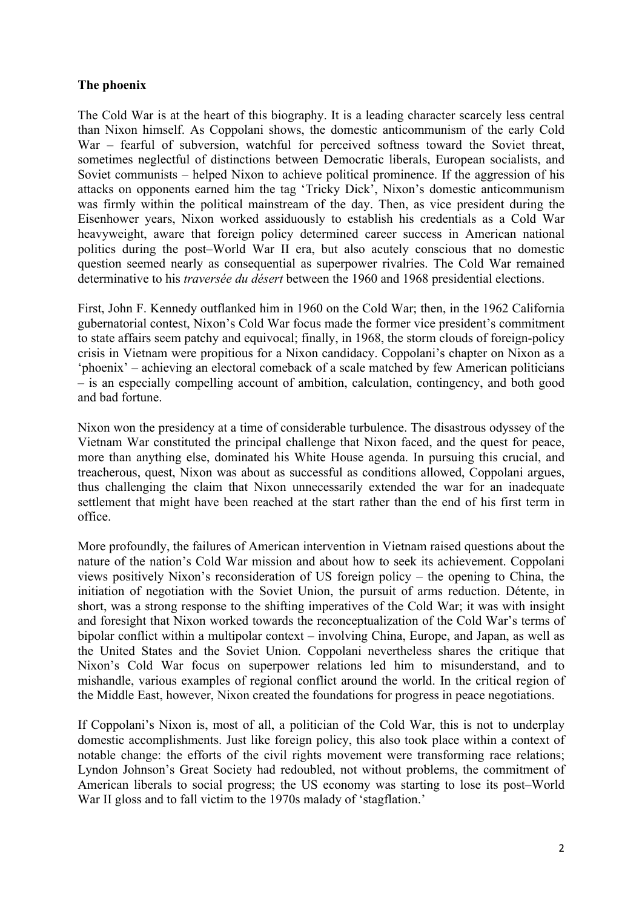**The phoenix**

The Cold War is at the heart of this biography. It is a leading character scarcely less central than Nixon himself. As Coppolani shows, the domestic anticommunism of the early Cold War – fearful of subversion, watchful for perceived softness toward the Soviet threat, sometimes neglectful of distinctions between Democratic liberals, European socialists, and Soviet communists – helped Nixon to achieve political prominence. If the aggression of his attacks on opponents earned him the tag 'Tricky Dick', Nixon's domestic anticommunism was firmly within the political mainstream of the day. Then, as vice president during the Eisenhower years, Nixon worked assiduously to establish his credentials as a Cold War heavyweight, aware that foreign policy determined career success in American national politics during the post–World War II era, but also acutely conscious that no domestic question seemed nearly as consequential as superpower rivalries. The Cold War remained determinative to his *traversée du désert* between the 1960 and 1968 presidential elections.

First, John F. Kennedy outflanked him in 1960 on the Cold War; then, in the 1962 California gubernatorial contest, Nixon's Cold War focus made the former vice president's commitment to state affairs seem patchy and equivocal; finally, in 1968, the storm clouds of foreign-policy crisis in Vietnam were propitious for a Nixon candidacy. Coppolani's chapter on Nixon as a 'phoenix' – achieving an electoral comeback of a scale matched by few American politicians – is an especially compelling account of ambition, calculation, contingency, and both good and bad fortune.

Nixon won the presidency at a time of considerable turbulence. The disastrous odyssey of the Vietnam War constituted the principal challenge that Nixon faced, and the quest for peace, more than anything else, dominated his White House agenda. In pursuing this crucial, and treacherous, quest, Nixon was about as successful as conditions allowed, Coppolani argues, thus challenging the claim that Nixon unnecessarily extended the war for an inadequate settlement that might have been reached at the start rather than the end of his first term in office.

More profoundly, the failures of American intervention in Vietnam raised questions about the nature of the nation's Cold War mission and about how to seek its achievement. Coppolani views positively Nixon's reconsideration of US foreign policy – the opening to China, the initiation of negotiation with the Soviet Union, the pursuit of arms reduction. Détente, in short, was a strong response to the shifting imperatives of the Cold War; it was with insight and foresight that Nixon worked towards the reconceptualization of the Cold War's terms of bipolar conflict within a multipolar context – involving China, Europe, and Japan, as well as the United States and the Soviet Union. Coppolani nevertheless shares the critique that Nixon's Cold War focus on superpower relations led him to misunderstand, and to mishandle, various examples of regional conflict around the world. In the critical region of the Middle East, however, Nixon created the foundations for progress in peace negotiations.

If Coppolani's Nixon is, most of all, a politician of the Cold War, this is not to underplay domestic accomplishments. Just like foreign policy, this also took place within a context of notable change: the efforts of the civil rights movement were transforming race relations; Lyndon Johnson's Great Society had redoubled, not without problems, the commitment of American liberals to social progress; the US economy was starting to lose its post–World War II gloss and to fall victim to the 1970s malady of 'stagflation.'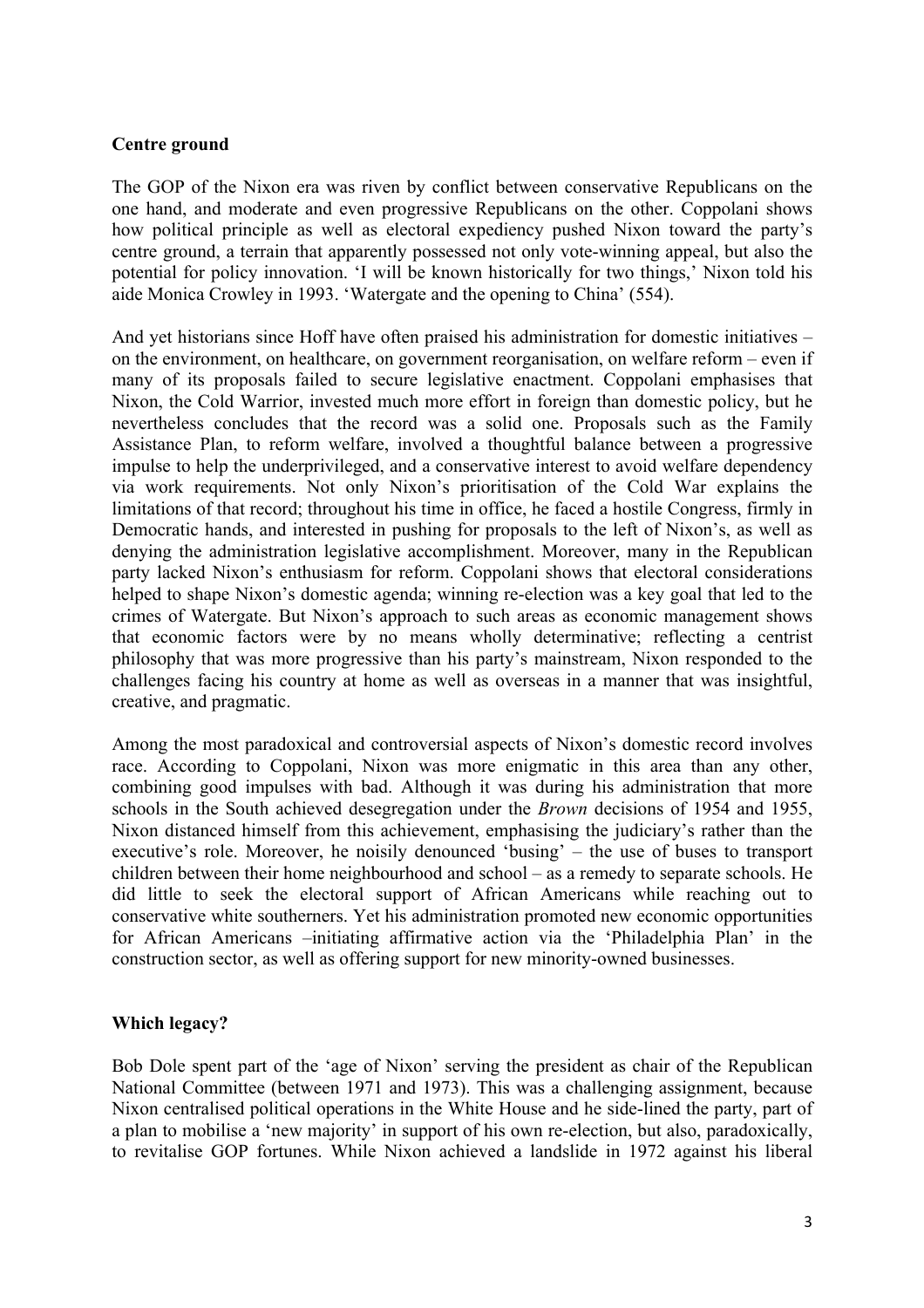## Centre ground

The GOP of the Nixon era was riven by conflict between conservative Republicans on the one hand, and moderate and even progressive Republicans on the other. Coppolani shows how political principle as well as electoral expediency pushed Nixon toward the party's centre ground, a terrain that apparently possessed not only vote-winning appeal, but also the potential for policy innovation. 'I will be known historically for two things,' Nixon told his aide Monica Crowley in 1993. 'Watergate and the opening to China' (554).

And yet historians since Hoff have often praised his administration for domestic initiatives – on the environment, on healthcare, on government reorganisation, on welfare reform – even if many of its proposals failed to secure legislative enactment. Coppolani emphasises that Nixon, the Cold Warrior, invested much more effort in foreign than domestic policy, but he nevertheless concludes that the record was a solid one. Proposals such as the Family Assistance Plan, to reform welfare, involved a thoughtful balance between a progressive impulse to help the underprivileged, and a conservative interest to avoid welfare dependency via work requirements. Not only Nixon's prioritisation of the Cold War explains the limitations of that record; throughout his time in office, he faced a hostile Congress, firmly in Democratic hands, and interested in pushing for proposals to the left of Nixon's, as well as denying the administration legislative accomplishment. Moreover, many in the Republican party lacked Nixon's enthusiasm for reform. Coppolani shows that electoral considerations helped to shape Nixon's domestic agenda; winning re-election was a key goal that led to the crimes of Watergate. But Nixon's approach to such areas as economic management shows that economic factors were by no means wholly determinative; reflecting a centrist philosophy that was more progressive than his party's mainstream, Nixon responded to the challenges facing his country at home as well as overseas in a manner that was insightful, creative, and pragmatic.

Among the most paradoxical and controversial aspects of Nixon's domestic record involves race. According to Coppolani, Nixon was more enigmatic in this area than any other, combining good impulses with bad. Although it was during his administration that more schools in the South achieved desegregation under the *Brown* decisions of 1954 and 1955, Nixon distanced himself from this achievement, emphasising the judiciary's rather than the executive's role. Moreover, he noisily denounced 'busing' – the use of buses to transport children between their home neighbourhood and school – as a remedy to separate schools. He did little to seek the electoral support of African Americans while reaching out to conservative white southerners. Yet his administration promoted new economic opportunities for African Americans –initiating affirmative action via the 'Philadelphia Plan' in the construction sector, as well as offering support for new minority-owned businesses.

## Which legacy?

Bob Dole spent part of the 'age of Nixon' serving the president as chair of the Republican National Committee (between 1971 and 1973). This was a challenging assignment, because Nixon centralised political operations in the White House and he side-lined the party, part of a plan to mobilise a 'new majority' in support of his own re-election, but also, paradoxically, to revitalise GOP fortunes. While Nixon achieved a landslide in 1972 against his liberal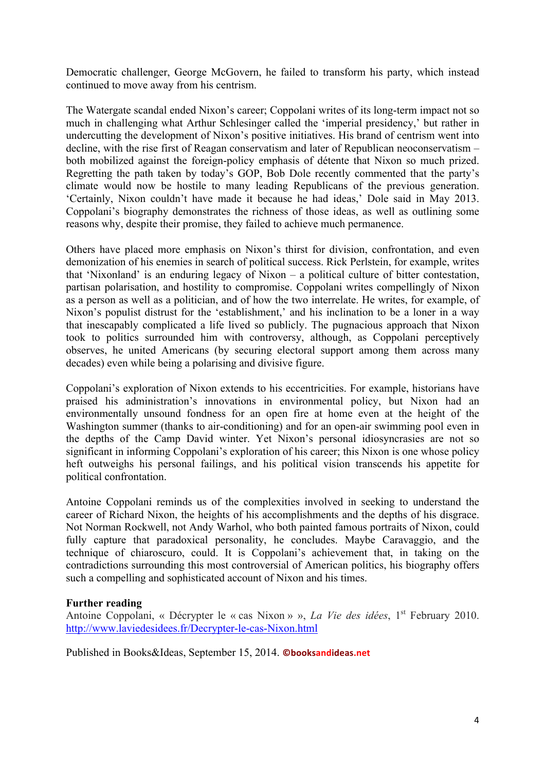Democratic challenger, George McGovern, he failed to transform his party, which instead continued to move away from his centrism.

The Watergate scandal ended Nixon's career; Coppolani writes of its long-term impact not so much in challenging what Arthur Schlesinger called the 'imperial presidency,' but rather in undercutting the development of Nixon's positive initiatives. His brand of centrism went into decline, with the rise first of Reagan conservatism and later of Republican neoconservatism – both mobilized against the foreign-policy emphasis of détente that Nixon so much prized. Regretting the path taken by today's GOP, Bob Dole recently commented that the party's climate would now be hostile to many leading Republicans of the previous generation. 'Certainly, Nixon couldn't have made it because he had ideas,' Dole said in May 2013. Coppolani's biography demonstrates the richness of those ideas, as well as outlining some reasons why, despite their promise, they failed to achieve much permanence.

Others have placed more emphasis on Nixon's thirst for division, confrontation, and even demonization of his enemies in search of political success. Rick Perlstein, for example, writes that 'Nixonland' is an enduring legacy of Nixon – a political culture of bitter contestation, partisan polarisation, and hostility to compromise. Coppolani writes compellingly of Nixon as a person as well as a politician, and of how the two interrelate. He writes, for example, of Nixon's populist distrust for the 'establishment,' and his inclination to be a loner in a way that inescapably complicated a life lived so publicly. The pugnacious approach that Nixon took to politics surrounded him with controversy, although, as Coppolani perceptively observes, he united Americans (by securing electoral support among them across many decades) even while being a polarising and divisive figure.

Coppolani's exploration of Nixon extends to his eccentricities. For example, historians have praised his administration's innovations in environmental policy, but Nixon had an environmentally unsound fondness for an open fire at home even at the height of the Washington summer (thanks to air-conditioning) and for an open-air swimming pool even in the depths of the Camp David winter. Yet Nixon's personal idiosyncrasies are not so significant in informing Coppolani's exploration of his career; this Nixon is one whose policy heft outweighs his personal failings, and his political vision transcends his appetite for political confrontation.

Antoine Coppolani reminds us of the complexities involved in seeking to understand the career of Richard Nixon, the heights of his accomplishments and the depths of his disgrace. Not Norman Rockwell, not Andy Warhol, who both painted famous portraits of Nixon, could fully capture that paradoxical personality, he concludes. Maybe Caravaggio, and the technique of chiaroscuro, could. It is Coppolani's achievement that, in taking on the contradictions surrounding this most controversial of American politics, his biography offers such a compelling and sophisticated account of Nixon and his times.

**Further reading**

Antoine Coppolani, « Décrypter le « cas Nixon » », *La Vie des idées*, 1st February 2010. http://www.laviedesidees.fr/Decrypter-le-cas-Nixon.html

Published in Books&Ideas, September 15, 2014. ©booksandideas.net